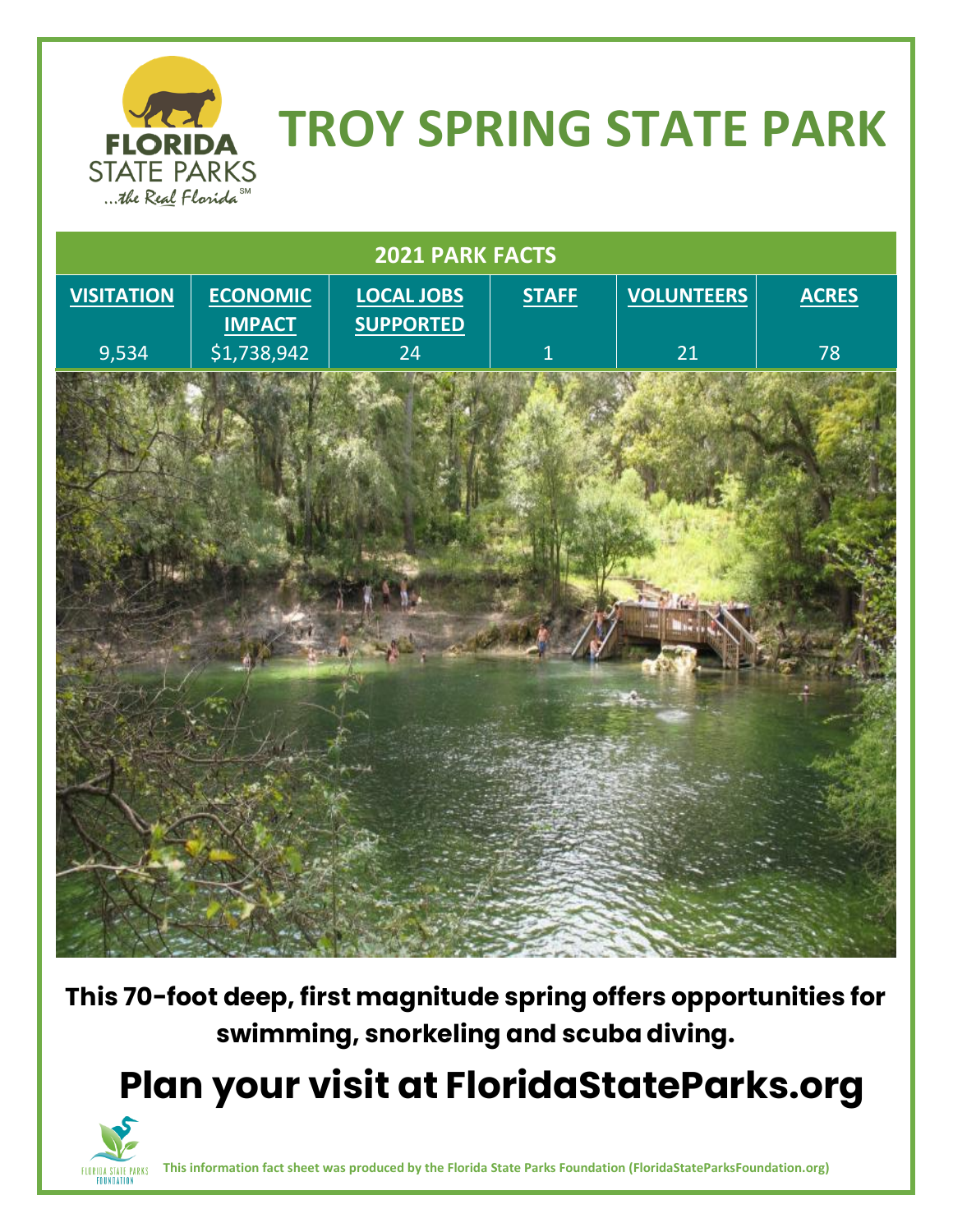# TROY SPRING STATE PARK

| 2021 PARK FACTS | | | | | |
|---|---|---|---|---|---|
| **VISITATION** | **ECONOMIC IMPACT** | **LOCAL JOBS SUPPORTED** | **STAFF** | **VOLUNTEERS** | **ACRES** |
| 9,534 | $1,738,942 | 24 | 1 | 21 | 78 |

**This 70-foot deep, first magnitude spring offers opportunities for swimming, snorkeling and scuba diving.**

## Plan your visit at FloridaStateParks.org

This information fact sheet was produced by the Florida State Parks Foundation (FloridaStateParksFoundation.org)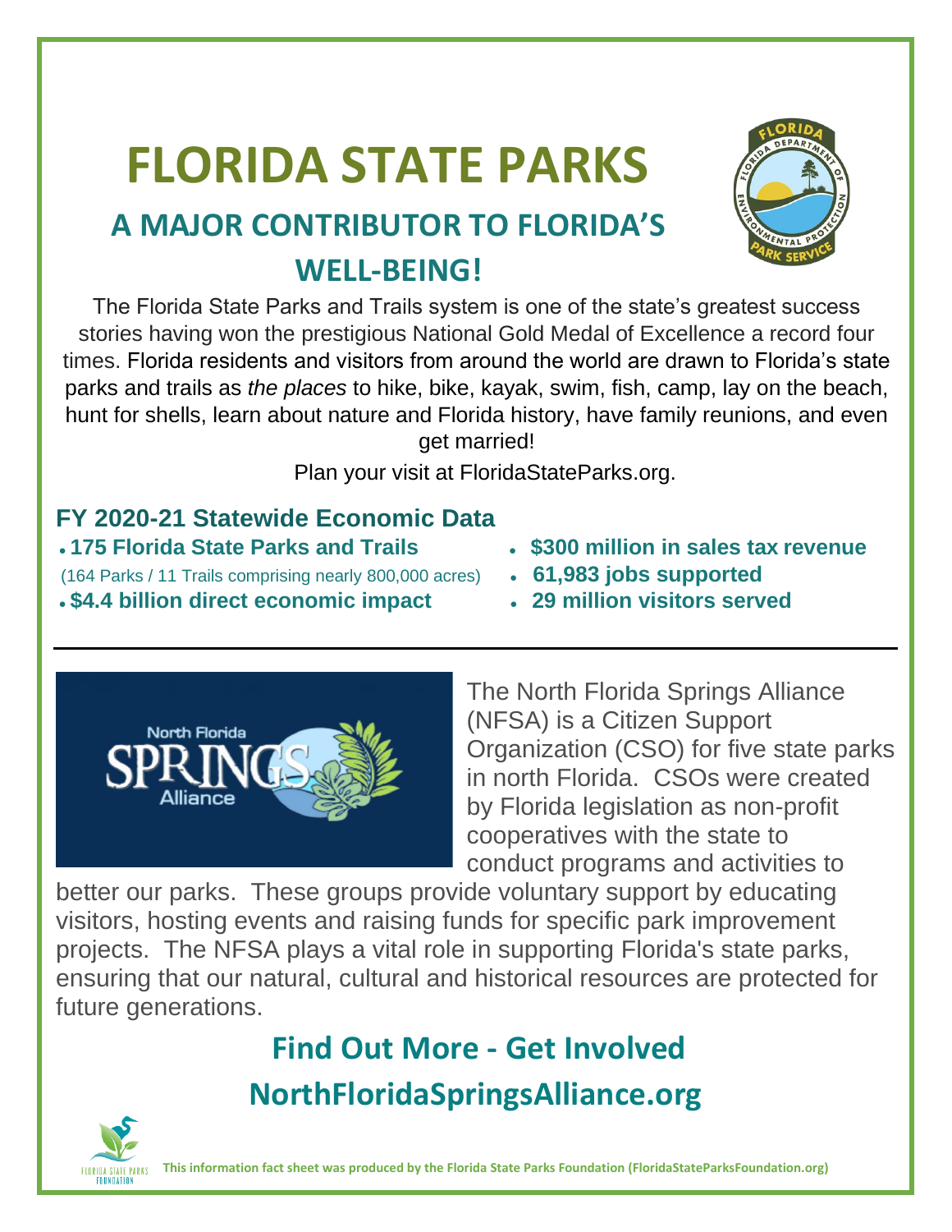# FLORIDA STATE PARKS

## A MAJOR CONTRIBUTOR TO FLORIDA'S WELL-BEING!

The Florida State Parks and Trails system is one of the state's greatest success stories having won the prestigious National Gold Medal of Excellence a record four times. Florida residents and visitors from around the world are drawn to Florida's state parks and trails as *the places* to hike, bike, kayak, swim, fish, camp, lay on the beach, hunt for shells, learn about nature and Florida history, have family reunions, and even get married!

Plan your visit at FloridaStateParks.org.

### FY 2020-21 Statewide Economic Data

- **175 Florida State Parks and Trails**
  (164 Parks / 11 Trails comprising nearly 800,000 acres)
- **$4.4 billion direct economic impact**
- **$300 million in sales tax revenue**
- **61,983 jobs supported**
- **29 million visitors served**

---

The North Florida Springs Alliance (NFSA) is a Citizen Support Organization (CSO) for five state parks in north Florida. CSOs were created by Florida legislation as non-profit cooperatives with the state to conduct programs and activities to better our parks. These groups provide voluntary support by educating visitors, hosting events and raising funds for specific park improvement projects. The NFSA plays a vital role in supporting Florida's state parks, ensuring that our natural, cultural and historical resources are protected for future generations.

## Find Out More - Get Involved
## NorthFloridaSpringsAlliance.org

**This information fact sheet was produced by the Florida State Parks Foundation (FloridaStateParksFoundation.org)**